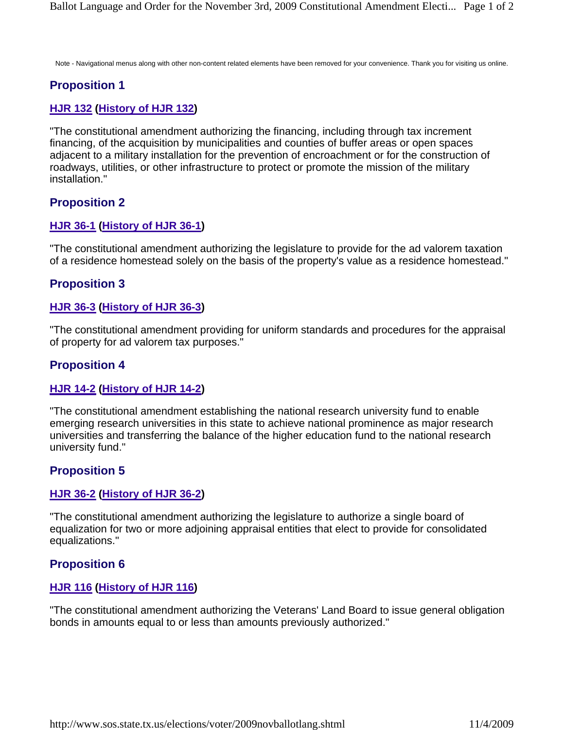Note - Navigational menus along with other non-content related elements have been removed for your convenience. Thank you for visiting us online.

## Proposition 1

**HJR 132 (History of HJR 132)**

"The constitutional amendment authorizing the financing, including through tax increment financing, of the acquisition by municipalities and counties of buffer areas or open spaces adjacent to a military installation for the prevention of encroachment or for the construction of roadways, utilities, or other infrastructure to protect or promote the mission of the military installation."

## Proposition 2

**HJR 36-1 (History of HJR 36-1)**

"The constitutional amendment authorizing the legislature to provide for the ad valorem taxation of a residence homestead solely on the basis of the property's value as a residence homestead."

## Proposition 3

**HJR 36-3 (History of HJR 36-3)**

"The constitutional amendment providing for uniform standards and procedures for the appraisal of property for ad valorem tax purposes."

## Proposition 4

**HJR 14-2 (History of HJR 14-2)**

"The constitutional amendment establishing the national research university fund to enable emerging research universities in this state to achieve national prominence as major research universities and transferring the balance of the higher education fund to the national research university fund."

## Proposition 5

**HJR 36-2 (History of HJR 36-2)**

"The constitutional amendment authorizing the legislature to authorize a single board of equalization for two or more adjoining appraisal entities that elect to provide for consolidated equalizations."

## Proposition 6

**HJR 116 (History of HJR 116)**

"The constitutional amendment authorizing the Veterans' Land Board to issue general obligation bonds in amounts equal to or less than amounts previously authorized."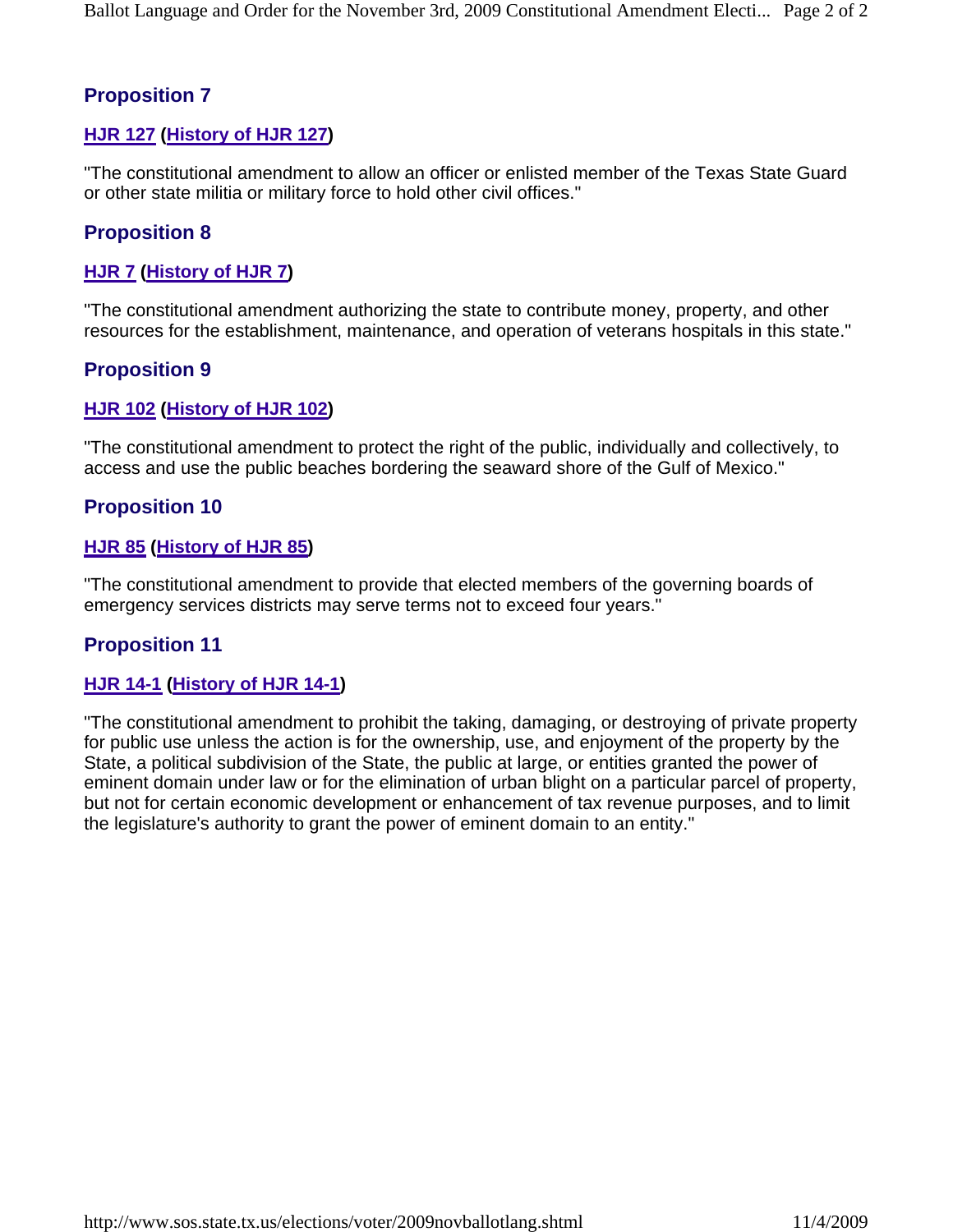## Proposition 7

**HJR 127 (History of HJR 127)**

"The constitutional amendment to allow an officer or enlisted member of the Texas State Guard or other state militia or military force to hold other civil offices."

## Proposition 8

**HJR 7 (History of HJR 7)**

"The constitutional amendment authorizing the state to contribute money, property, and other resources for the establishment, maintenance, and operation of veterans hospitals in this state."

## Proposition 9

**HJR 102 (History of HJR 102)**

"The constitutional amendment to protect the right of the public, individually and collectively, to access and use the public beaches bordering the seaward shore of the Gulf of Mexico."

## Proposition 10

**HJR 85 (History of HJR 85)**

"The constitutional amendment to provide that elected members of the governing boards of emergency services districts may serve terms not to exceed four years."

## Proposition 11

**HJR 14-1 (History of HJR 14-1)**

"The constitutional amendment to prohibit the taking, damaging, or destroying of private property for public use unless the action is for the ownership, use, and enjoyment of the property by the State, a political subdivision of the State, the public at large, or entities granted the power of eminent domain under law or for the elimination of urban blight on a particular parcel of property, but not for certain economic development or enhancement of tax revenue purposes, and to limit the legislature's authority to grant the power of eminent domain to an entity."